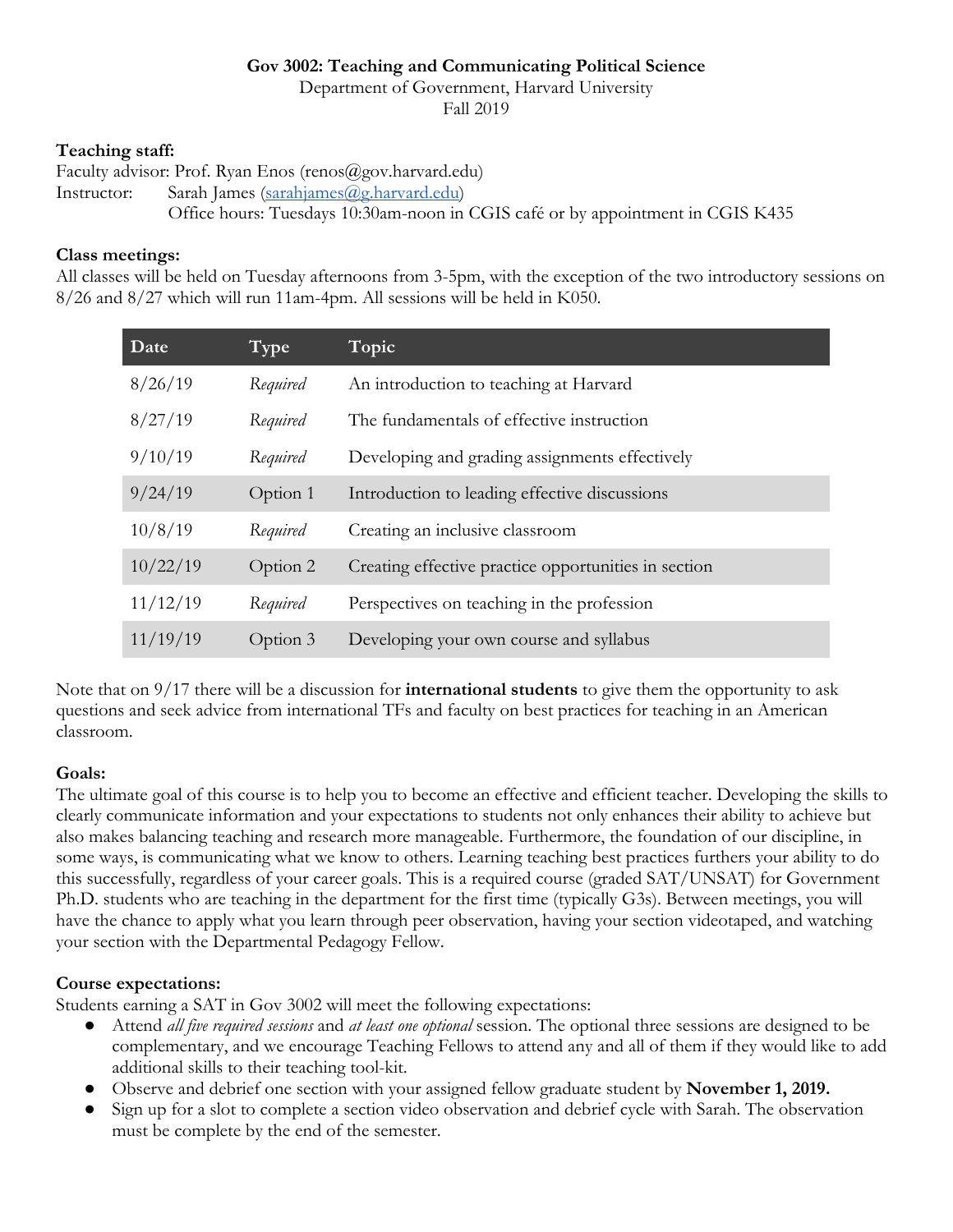**Gov 3002: Teaching and Communicating Political Science**
Department of Government, Harvard University
Fall 2019

**Teaching staff:**
Faculty advisor: Prof. Ryan Enos (renos@gov.harvard.edu)
Instructor: Sarah James (sarahjames@g.harvard.edu)
Office hours: Tuesdays 10:30am-noon in CGIS café or by appointment in CGIS K435

**Class meetings:**
All classes will be held on Tuesday afternoons from 3-5pm, with the exception of the two introductory sessions on 8/26 and 8/27 which will run 11am-4pm. All sessions will be held in K050.

| Date | Type | Topic |
|---|---|---|
| 8/26/19 | *Required* | An introduction to teaching at Harvard |
| 8/27/19 | *Required* | The fundamentals of effective instruction |
| 9/10/19 | *Required* | Developing and grading assignments effectively |
| 9/24/19 | Option 1 | Introduction to leading effective discussions |
| 10/8/19 | *Required* | Creating an inclusive classroom |
| 10/22/19 | Option 2 | Creating effective practice opportunities in section |
| 11/12/19 | *Required* | Perspectives on teaching in the profession |
| 11/19/19 | Option 3 | Developing your own course and syllabus |

Note that on 9/17 there will be a discussion for **international students** to give them the opportunity to ask questions and seek advice from international TFs and faculty on best practices for teaching in an American classroom.

**Goals:**
The ultimate goal of this course is to help you to become an effective and efficient teacher. Developing the skills to clearly communicate information and your expectations to students not only enhances their ability to achieve but also makes balancing teaching and research more manageable. Furthermore, the foundation of our discipline, in some ways, is communicating what we know to others. Learning teaching best practices furthers your ability to do this successfully, regardless of your career goals. This is a required course (graded SAT/UNSAT) for Government Ph.D. students who are teaching in the department for the first time (typically G3s). Between meetings, you will have the chance to apply what you learn through peer observation, having your section videotaped, and watching your section with the Departmental Pedagogy Fellow.

**Course expectations:**
Students earning a SAT in Gov 3002 will meet the following expectations:

- Attend *all five required sessions* and *at least one optional* session. The optional three sessions are designed to be complementary, and we encourage Teaching Fellows to attend any and all of them if they would like to add additional skills to their teaching tool-kit.
- Observe and debrief one section with your assigned fellow graduate student by **November 1, 2019.**
- Sign up for a slot to complete a section video observation and debrief cycle with Sarah. The observation must be complete by the end of the semester.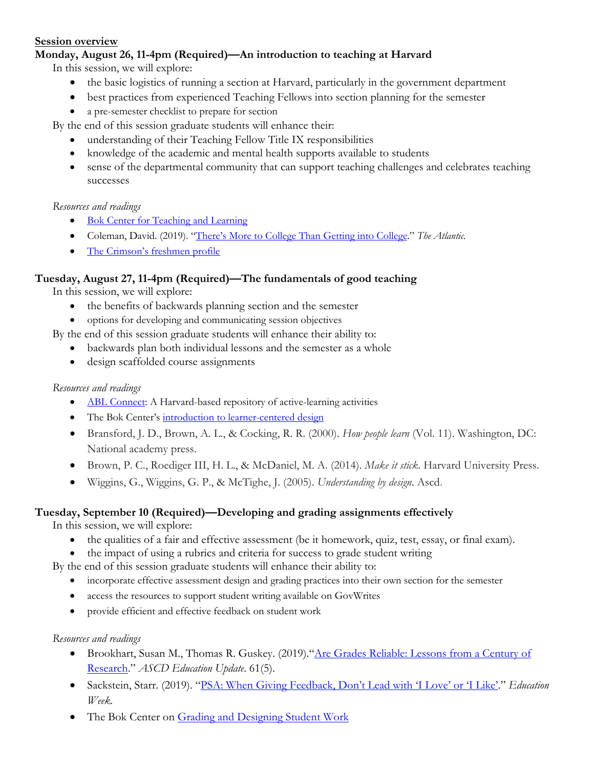**Session overview**

### Monday, August 26, 11-4pm (Required)—An introduction to teaching at Harvard

In this session, we will explore:

- the basic logistics of running a section at Harvard, particularly in the government department
- best practices from experienced Teaching Fellows into section planning for the semester
- a pre-semester checklist to prepare for section

By the end of this session graduate students will enhance their:

- understanding of their Teaching Fellow Title IX responsibilities
- knowledge of the academic and mental health supports available to students
- sense of the departmental community that can support teaching challenges and celebrates teaching successes

*Resources and readings*

- Bok Center for Teaching and Learning
- Coleman, David. (2019). "There's More to College Than Getting into College." *The Atlantic.*
- The Crimson's freshmen profile

### Tuesday, August 27, 11-4pm (Required)—The fundamentals of good teaching

In this session, we will explore:

- the benefits of backwards planning section and the semester
- options for developing and communicating session objectives

By the end of this session graduate students will enhance their ability to:

- backwards plan both individual lessons and the semester as a whole
- design scaffolded course assignments

*Resources and readings*

- ABL Connect: A Harvard-based repository of active-learning activities
- The Bok Center's introduction to learner-centered design
- Bransford, J. D., Brown, A. L., & Cocking, R. R. (2000). *How people learn* (Vol. 11). Washington, DC: National academy press.
- Brown, P. C., Roediger III, H. L., & McDaniel, M. A. (2014). *Make it stick.* Harvard University Press.
- Wiggins, G., Wiggins, G. P., & McTighe, J. (2005). *Understanding by design*. Ascd.

### Tuesday, September 10 (Required)—Developing and grading assignments effectively

In this session, we will explore:

- the qualities of a fair and effective assessment (be it homework, quiz, test, essay, or final exam).
- the impact of using a rubrics and criteria for success to grade student writing

By the end of this session graduate students will enhance their ability to:

- incorporate effective assessment design and grading practices into their own section for the semester
- access the resources to support student writing available on GovWrites
- provide efficient and effective feedback on student work

*Resources and readings*

- Brookhart, Susan M., Thomas R. Guskey. (2019)."Are Grades Reliable: Lessons from a Century of Research." *ASCD Education Update*. 61(5).
- Sackstein, Starr. (2019). "PSA: When Giving Feedback, Don't Lead with 'I Love' or 'I Like'." *Education Week.*
- The Bok Center on Grading and Designing Student Work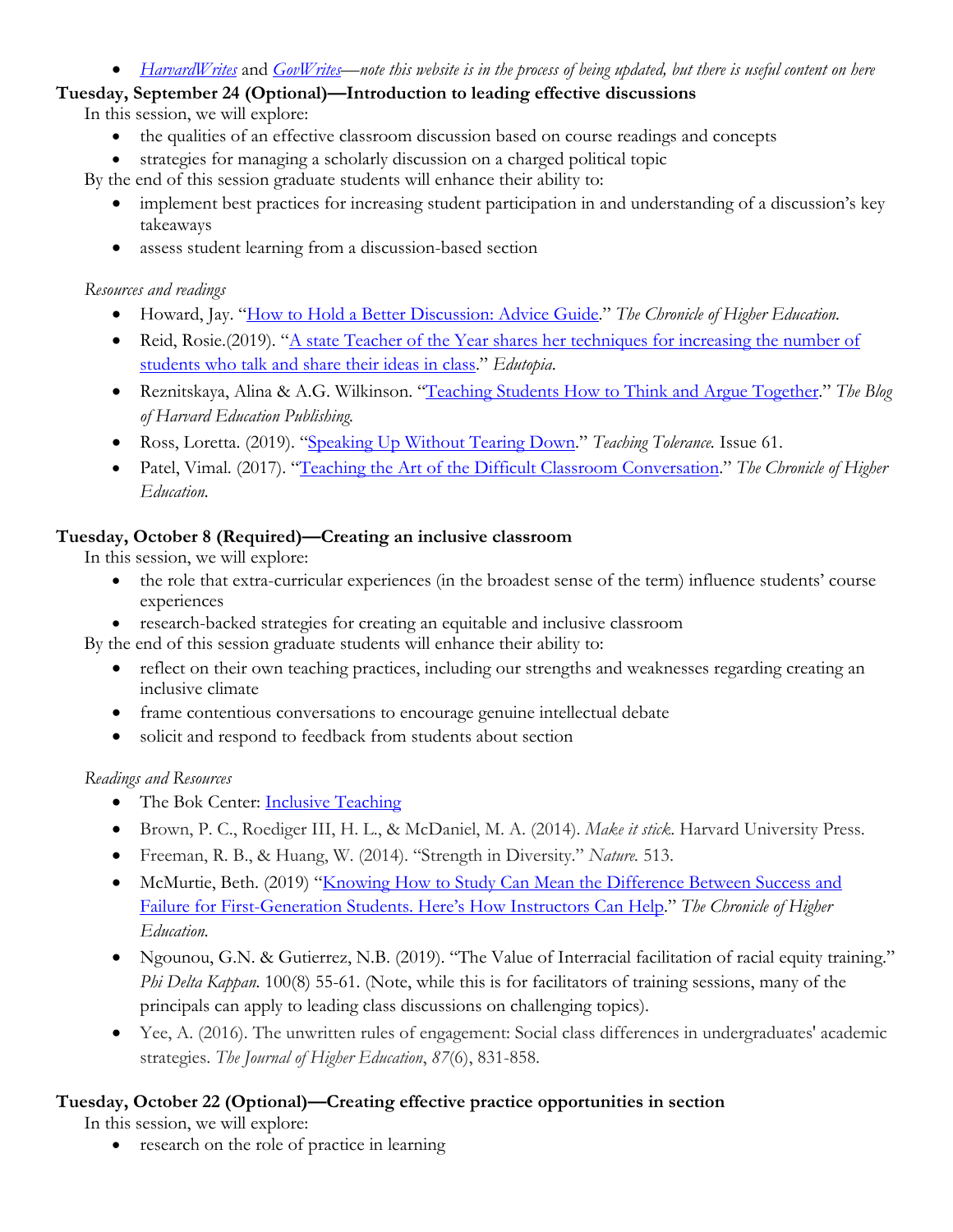- *HarvardWrites* and *GovWrites—note this website is in the process of being updated, but there is useful content on here*

**Tuesday, September 24 (Optional)—Introduction to leading effective discussions**

In this session, we will explore:

- the qualities of an effective classroom discussion based on course readings and concepts
- strategies for managing a scholarly discussion on a charged political topic

By the end of this session graduate students will enhance their ability to:

- implement best practices for increasing student participation in and understanding of a discussion's key takeaways
- assess student learning from a discussion-based section

*Resources and readings*

- Howard, Jay. "How to Hold a Better Discussion: Advice Guide." *The Chronicle of Higher Education.*
- Reid, Rosie.(2019). "A state Teacher of the Year shares her techniques for increasing the number of students who talk and share their ideas in class." *Edutopia.*
- Reznitskaya, Alina & A.G. Wilkinson. "Teaching Students How to Think and Argue Together." *The Blog of Harvard Education Publishing.*
- Ross, Loretta. (2019). "Speaking Up Without Tearing Down." *Teaching Tolerance.* Issue 61.
- Patel, Vimal. (2017). "Teaching the Art of the Difficult Classroom Conversation." *The Chronicle of Higher Education.*

**Tuesday, October 8 (Required)—Creating an inclusive classroom**

In this session, we will explore:

- the role that extra-curricular experiences (in the broadest sense of the term) influence students' course experiences
- research-backed strategies for creating an equitable and inclusive classroom

By the end of this session graduate students will enhance their ability to:

- reflect on their own teaching practices, including our strengths and weaknesses regarding creating an inclusive climate
- frame contentious conversations to encourage genuine intellectual debate
- solicit and respond to feedback from students about section

*Readings and Resources*

- The Bok Center: Inclusive Teaching
- Brown, P. C., Roediger III, H. L., & McDaniel, M. A. (2014). *Make it stick.* Harvard University Press.
- Freeman, R. B., & Huang, W. (2014). "Strength in Diversity." *Nature.* 513.
- McMurtie, Beth. (2019) "Knowing How to Study Can Mean the Difference Between Success and Failure for First-Generation Students. Here's How Instructors Can Help." *The Chronicle of Higher Education.*
- Ngounou, G.N. & Gutierrez, N.B. (2019). "The Value of Interracial facilitation of racial equity training." *Phi Delta Kappan.* 100(8) 55-61. (Note, while this is for facilitators of training sessions, many of the principals can apply to leading class discussions on challenging topics).
- Yee, A. (2016). The unwritten rules of engagement: Social class differences in undergraduates' academic strategies. *The Journal of Higher Education*, *87*(6), 831-858.

**Tuesday, October 22 (Optional)—Creating effective practice opportunities in section**

In this session, we will explore:

- research on the role of practice in learning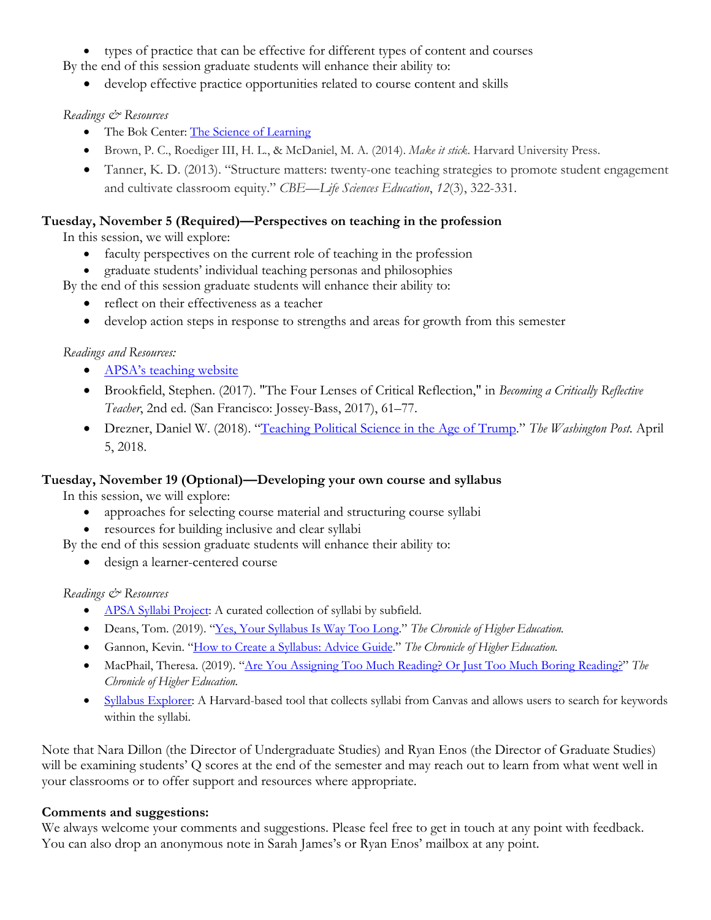- types of practice that can be effective for different types of content and courses

By the end of this session graduate students will enhance their ability to:

- develop effective practice opportunities related to course content and skills

*Readings & Resources*

- The Bok Center: The Science of Learning
- Brown, P. C., Roediger III, H. L., & McDaniel, M. A. (2014). *Make it stick*. Harvard University Press.
- Tanner, K. D. (2013). "Structure matters: twenty-one teaching strategies to promote student engagement and cultivate classroom equity." *CBE—Life Sciences Education*, *12*(3), 322-331.

**Tuesday, November 5 (Required)—Perspectives on teaching in the profession**

In this session, we will explore:

- faculty perspectives on the current role of teaching in the profession
- graduate students' individual teaching personas and philosophies

By the end of this session graduate students will enhance their ability to:

- reflect on their effectiveness as a teacher
- develop action steps in response to strengths and areas for growth from this semester

*Readings and Resources:*

- APSA's teaching website
- Brookfield, Stephen. (2017). "The Four Lenses of Critical Reflection," in *Becoming a Critically Reflective Teacher*, 2nd ed. (San Francisco: Jossey-Bass, 2017), 61–77.
- Drezner, Daniel W. (2018). "Teaching Political Science in the Age of Trump." *The Washington Post.* April 5, 2018.

**Tuesday, November 19 (Optional)—Developing your own course and syllabus**

In this session, we will explore:

- approaches for selecting course material and structuring course syllabi
- resources for building inclusive and clear syllabi

By the end of this session graduate students will enhance their ability to:

- design a learner-centered course

*Readings & Resources*

- APSA Syllabi Project: A curated collection of syllabi by subfield.
- Deans, Tom. (2019). "Yes, Your Syllabus Is Way Too Long." *The Chronicle of Higher Education.*
- Gannon, Kevin. "How to Create a Syllabus: Advice Guide." *The Chronicle of Higher Education.*
- MacPhail, Theresa. (2019). "Are You Assigning Too Much Reading? Or Just Too Much Boring Reading?" *The Chronicle of Higher Education.*
- Syllabus Explorer: A Harvard-based tool that collects syllabi from Canvas and allows users to search for keywords within the syllabi.

Note that Nara Dillon (the Director of Undergraduate Studies) and Ryan Enos (the Director of Graduate Studies) will be examining students' Q scores at the end of the semester and may reach out to learn from what went well in your classrooms or to offer support and resources where appropriate.

**Comments and suggestions:**

We always welcome your comments and suggestions. Please feel free to get in touch at any point with feedback. You can also drop an anonymous note in Sarah James's or Ryan Enos' mailbox at any point.